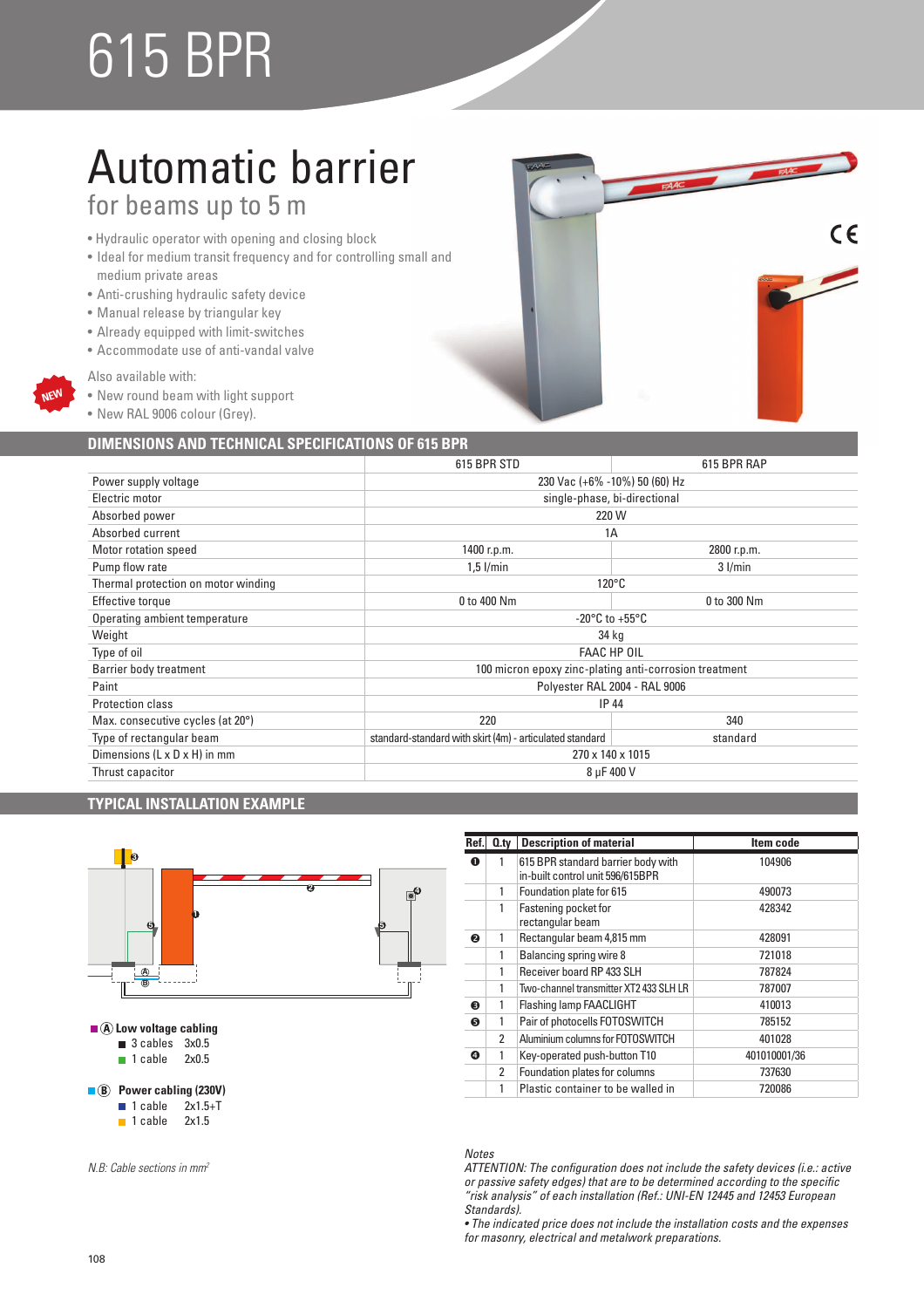# 615 BPR

## Automatic barrier

### for beams up to 5 m

- Hydraulic operator with opening and closing block
- Ideal for medium transit frequency and for controlling small and medium private areas
- Anti-crushing hydraulic safety device
- Manual release by triangular key
- Already equipped with limit-switches
- Accommodate use of anti-vandal valve

NEW

Also available with:

- New round beam with light support
- New RAL 9006 colour (Grey).

## DIMENSIONS AND TECHNICAL SPECIFICATIONS OF 615 BPR

| | 615 BPR STD | 615 BPR RAP |
|---|---|---|
| Power supply voltage | 230 Vac (+6% -10%) 50 (60) Hz | |
| Electric motor | single-phase, bi-directional | |
| Absorbed power | 220 W | |
| Absorbed current | 1A | |
| Motor rotation speed | 1400 r.p.m. | 2800 r.p.m. |
| Pump flow rate | 1,5 l/min | 3 l/min |
| Thermal protection on motor winding | 120°C | |
| Effective torque | 0 to 400 Nm | 0 to 300 Nm |
| Operating ambient temperature | -20°C to +55°C | |
| Weight | 34 kg | |
| Type of oil | FAAC HP OIL | |
| Barrier body treatment | 100 micron epoxy zinc-plating anti-corrosion treatment | |
| Paint | Polyester RAL 2004 - RAL 9006 | |
| Protection class | IP 44 | |
| Max. consecutive cycles (at 20°) | 220 | 340 |
| Type of rectangular beam | standard-standard with skirt (4m) - articulated standard | standard |
| Dimensions (L x D x H) in mm | 270 x 140 x 1015 | |
| Thrust capacitor | 8 μF 400 V | |

## TYPICAL INSTALLATION EXAMPLE

**Ⓐ Low voltage cabling**
- 3 cables 3x0.5
- 1 cable 2x0.5

**Ⓑ Power cabling (230V)**
- 1 cable 2x1.5+T
- 1 cable 2x1.5

*N.B: Cable sections in mm²*

| Ref. | Q.ty | Description of material | Item code |
|---|---|---|---|
| ❶ | 1 | 615 BPR standard barrier body with in-built control unit 596/615BPR | 104906 |
| | 1 | Foundation plate for 615 | 490073 |
| | 1 | Fastening pocket for rectangular beam | 428342 |
| ❷ | 1 | Rectangular beam 4,815 mm | 428091 |
| | 1 | Balancing spring wire 8 | 721018 |
| | 1 | Receiver board RP 433 SLH | 787824 |
| | 1 | Two-channel transmitter XT2 433 SLH LR | 787007 |
| ❸ | 1 | Flashing lamp FAACLIGHT | 410013 |
| ❺ | 1 | Pair of photocells FOTOSWITCH | 785152 |
| | 2 | Aluminium columns for FOTOSWITCH | 401028 |
| ❹ | 1 | Key-operated push-button T10 | 401010001/36 |
| | 2 | Foundation plates for columns | 737630 |
| | 1 | Plastic container to be walled in | 720086 |

*Notes*

*ATTENTION: The configuration does not include the safety devices (i.e.: active or passive safety edges) that are to be determined according to the specific "risk analysis" of each installation (Ref.: UNI-EN 12445 and 12453 European Standards).*

*• The indicated price does not include the installation costs and the expenses for masonry, electrical and metalwork preparations.*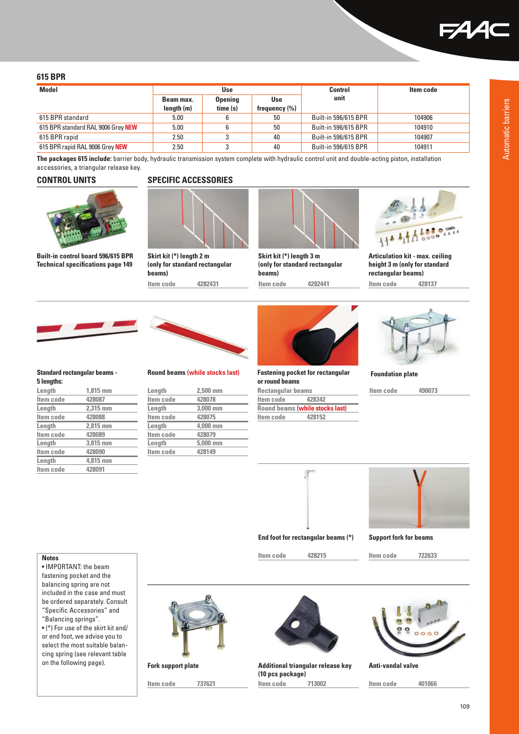## 615 BPR

| Model | Use | | | Control unit | Item code |
|---|---|---|---|---|---|
| | Beam max. length (m) | Opening time (s) | Use frequency (%) | | |
| 615 BPR standard | 5.00 | 6 | 50 | Built-in 596/615 BPR | 104906 |
| 615 BPR standard RAL 9006 Grey NEW | 5.00 | 6 | 50 | Built-in 596/615 BPR | 104910 |
| 615 BPR rapid | 2.50 | 3 | 40 | Built-in 596/615 BPR | 104907 |
| 615 BPR rapid RAL 9006 Grey NEW | 2.50 | 3 | 40 | Built-in 596/615 BPR | 104911 |

**The packages 615 include:** barrier body, hydraulic transmission system complete with hydraulic control unit and double-acting piston, installation accessories, a triangular release key.

### CONTROL UNITS

**Built-in control board 596/615 BPR**
**Technical specifications page 149**

### SPECIFIC ACCESSORIES

**Skirt kit (*) length 2 m (only for standard rectangular beams)**

| Item code | 4282431 |
|---|---|

**Skirt kit (*) length 3 m (only for standard rectangular beams)**

| Item code | 4282441 |
|---|---|

**Articulation kit - max. ceiling height 3 m (only for standard rectangular beams)**

| Item code | 428137 |
|---|---|

**Standard rectangular beams - 5 lengths:**

| Length | Item code |
|---|---|
| 1,815 mm | 428087 |
| 2,315 mm | 428088 |
| 2,815 mm | 428089 |
| 3,815 mm | 428090 |
| 4,815 mm | 428091 |

**Round beams (while stocks last)**

| Length | Item code |
|---|---|
| 2,500 mm | 428078 |
| 3,000 mm | 428075 |
| 4,000 mm | 428079 |
| 5,000 mm | 428149 |

**Fastening pocket for rectangular or round beams**

| Rectangular beams | |
|---|---|
| Item code | 428342 |
| Round beams (while stocks last) | |
| Item code | 428152 |

**Foundation plate**

| Item code | 490073 |
|---|---|

**End foot for rectangular beams (*)**

| Item code | 428215 |
|---|---|

**Support fork for beams**

| Item code | 722633 |
|---|---|

**Fork support plate**

| Item code | 737621 |
|---|---|

**Additional triangular release key (10 pcs package)**

| Item code | 713002 |
|---|---|

**Anti-vandal valve**

| Item code | 401066 |
|---|---|

**Notes**

- IMPORTANT: the beam fastening pocket and the balancing spring are not included in the case and must be ordered separately. Consult "Specific Accessories" and "Balancing springs".
- (*) For use of the skirt kit and/or end foot, we advise you to select the most suitable balancing spring (see relevant table on the following page).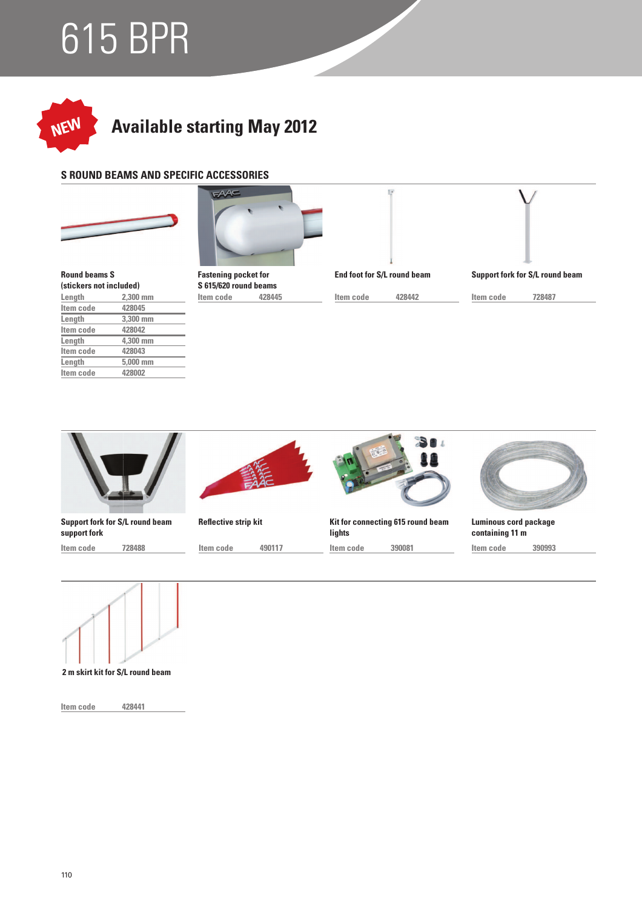# 615 BPR

NEW

## Available starting May 2012

### S ROUND BEAMS AND SPECIFIC ACCESSORIES

**Round beams S (stickers not included)**

| Length | 2,300 mm |
|---|---|
| Item code | 428045 |
| Length | 3,300 mm |
| Item code | 428042 |
| Length | 4,300 mm |
| Item code | 428043 |
| Length | 5,000 mm |
| Item code | 428002 |

**Fastening pocket for S 615/620 round beams**

| Item code | 428445 |
|---|---|

**End foot for S/L round beam**

| Item code | 428442 |
|---|---|

**Support fork for S/L round beam**

| Item code | 728487 |
|---|---|

**Support fork for S/L round beam support fork**

| Item code | 728488 |
|---|---|

**Reflective strip kit**

| Item code | 490117 |
|---|---|

**Kit for connecting 615 round beam lights**

| Item code | 390081 |
|---|---|

**Luminous cord package containing 11 m**

| Item code | 390993 |
|---|---|

**2 m skirt kit for S/L round beam**

| Item code | 428441 |
|---|---|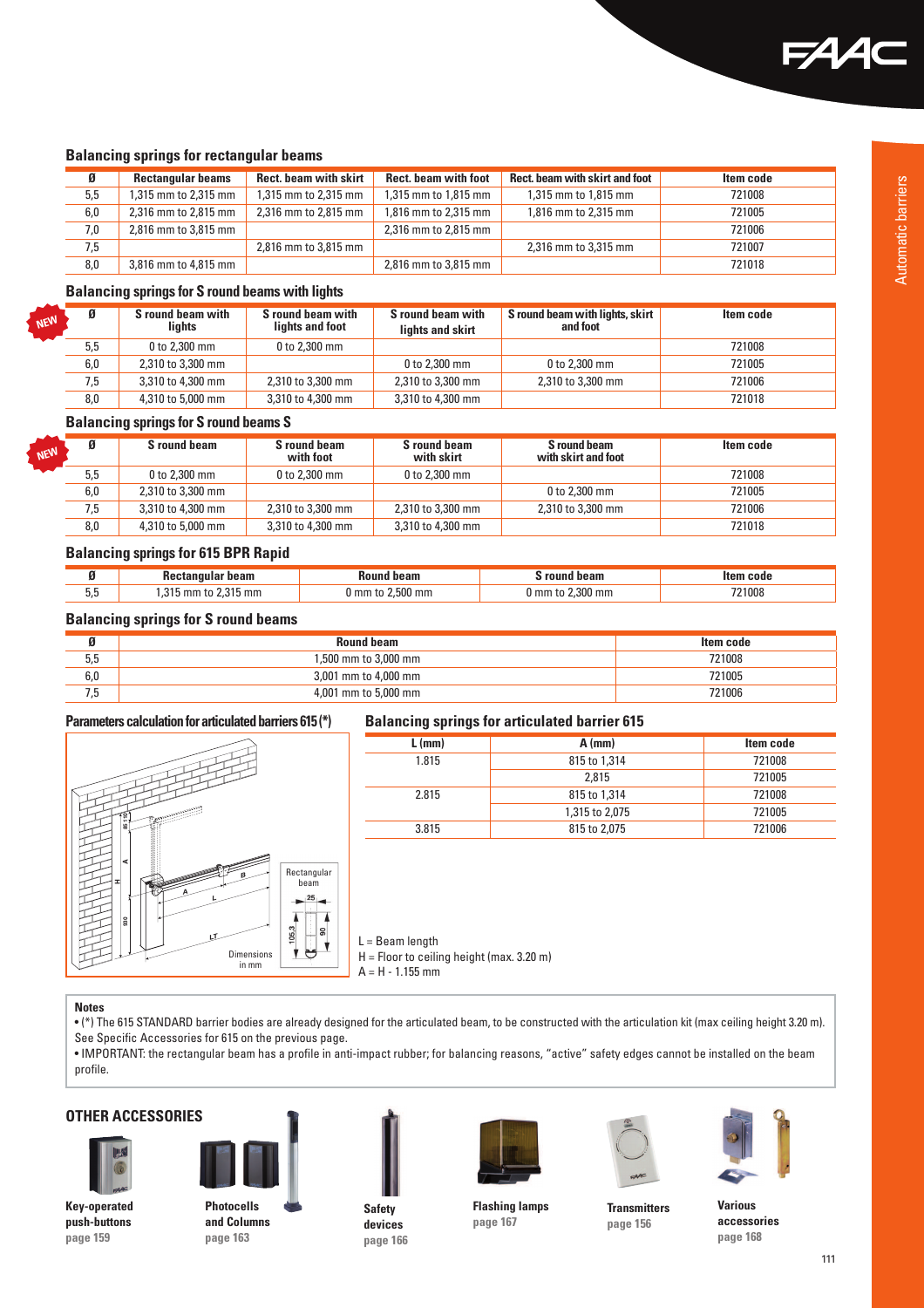### Balancing springs for rectangular beams

| Ø | Rectangular beams | Rect. beam with skirt | Rect. beam with foot | Rect. beam with skirt and foot | Item code |
|---|---|---|---|---|---|
| 5,5 | 1,315 mm to 2,315 mm | 1,315 mm to 2,315 mm | 1,315 mm to 1,815 mm | 1,315 mm to 1,815 mm | 721008 |
| 6,0 | 2,316 mm to 2,815 mm | 2,316 mm to 2,815 mm | 1,816 mm to 2,315 mm | 1,816 mm to 2,315 mm | 721005 |
| 7,0 | 2,816 mm to 3,815 mm | | 2,316 mm to 2,815 mm | | 721006 |
| 7,5 | | 2,816 mm to 3,815 mm | | 2,316 mm to 3,315 mm | 721007 |
| 8,0 | 3,816 mm to 4,815 mm | | 2,816 mm to 3,815 mm | | 721018 |

### Balancing springs for S round beams with lights

NEW

| Ø | S round beam with lights | S round beam with lights and foot | S round beam with lights and skirt | S round beam with lights, skirt and foot | Item code |
|---|---|---|---|---|---|
| 5,5 | 0 to 2,300 mm | 0 to 2,300 mm | | | 721008 |
| 6,0 | 2,310 to 3,300 mm | | 0 to 2,300 mm | 0 to 2,300 mm | 721005 |
| 7,5 | 3,310 to 4,300 mm | 2,310 to 3,300 mm | 2,310 to 3,300 mm | 2,310 to 3,300 mm | 721006 |
| 8,0 | 4,310 to 5,000 mm | 3,310 to 4,300 mm | 3,310 to 4,300 mm | | 721018 |

### Balancing springs for S round beams S

NEW

| Ø | S round beam | S round beam with foot | S round beam with skirt | S round beam with skirt and foot | Item code |
|---|---|---|---|---|---|
| 5,5 | 0 to 2,300 mm | 0 to 2,300 mm | 0 to 2,300 mm | | 721008 |
| 6,0 | 2,310 to 3,300 mm | | | 0 to 2,300 mm | 721005 |
| 7,5 | 3,310 to 4,300 mm | 2,310 to 3,300 mm | 2,310 to 3,300 mm | 2,310 to 3,300 mm | 721006 |
| 8,0 | 4,310 to 5,000 mm | 3,310 to 4,300 mm | 3,310 to 4,300 mm | | 721018 |

### Balancing springs for 615 BPR Rapid

| Ø | Rectangular beam | Round beam | S round beam | Item code |
|---|---|---|---|---|
| 5,5 | 1,315 mm to 2,315 mm | 0 mm to 2,500 mm | 0 mm to 2,300 mm | 721008 |

### Balancing springs for S round beams

| Ø | Round beam | Item code |
|---|---|---|
| 5,5 | 1,500 mm to 3,000 mm | 721008 |
| 6,0 | 3,001 mm to 4,000 mm | 721005 |
| 7,5 | 4,001 mm to 5,000 mm | 721006 |

### Parameters calculation for articulated barriers 615 (*)

B
A
L
LT
H
A
930
Rectangular beam
25
105,3
90
Dimensions in mm

### Balancing springs for articulated barrier 615

| L (mm) | A (mm) | Item code |
|---|---|---|
| 1.815 | 815 to 1,314 | 721008 |
| | 2,815 | 721005 |
| 2.815 | 815 to 1,314 | 721008 |
| | 1,315 to 2,075 | 721005 |
| 3.815 | 815 to 2,075 | 721006 |

L = Beam length
H = Floor to ceiling height (max. 3.20 m)
A = H - 1.155 mm

**Notes**

- (*) The 615 STANDARD barrier bodies are already designed for the articulated beam, to be constructed with the articulation kit (max ceiling height 3.20 m). See Specific Accessories for 615 on the previous page.
- IMPORTANT: the rectangular beam has a profile in anti-impact rubber; for balancing reasons, "active" safety edges cannot be installed on the beam profile.

## OTHER ACCESSORIES

**Key-operated push-buttons**
**page 159**

**Photocells and Columns**
**page 163**

**Safety devices**
**page 166**

**Flashing lamps**
**page 167**

**Transmitters**
**page 156**

**Various accessories**
**page 168**